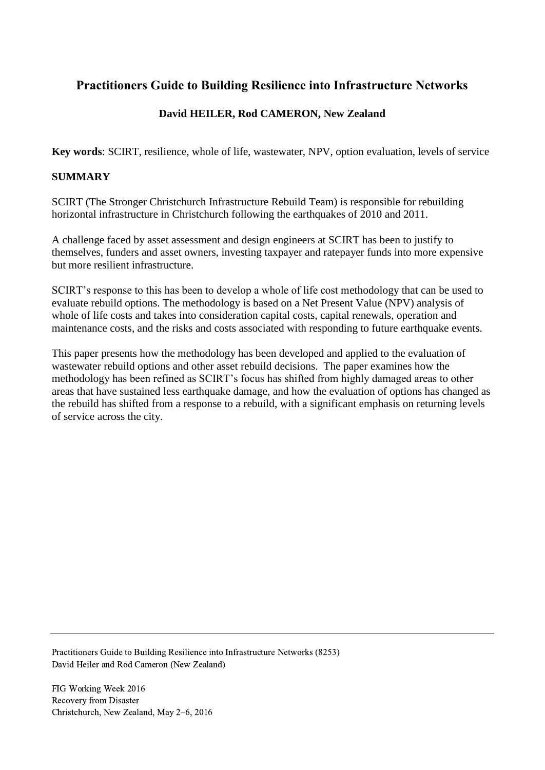# Practitioners Guide to Building Resilience into Infrastructure Networks

**David HEILER, Rod CAMERON, New Zealand**

**Key words**: SCIRT, resilience, whole of life, wastewater, NPV, option evaluation, levels of service

## SUMMARY

SCIRT (The Stronger Christchurch Infrastructure Rebuild Team) is responsible for rebuilding horizontal infrastructure in Christchurch following the earthquakes of 2010 and 2011.

A challenge faced by asset assessment and design engineers at SCIRT has been to justify to themselves, funders and asset owners, investing taxpayer and ratepayer funds into more expensive but more resilient infrastructure.

SCIRT's response to this has been to develop a whole of life cost methodology that can be used to evaluate rebuild options. The methodology is based on a Net Present Value (NPV) analysis of whole of life costs and takes into consideration capital costs, capital renewals, operation and maintenance costs, and the risks and costs associated with responding to future earthquake events.

This paper presents how the methodology has been developed and applied to the evaluation of wastewater rebuild options and other asset rebuild decisions. The paper examines how the methodology has been refined as SCIRT's focus has shifted from highly damaged areas to other areas that have sustained less earthquake damage, and how the evaluation of options has changed as the rebuild has shifted from a response to a rebuild, with a significant emphasis on returning levels of service across the city.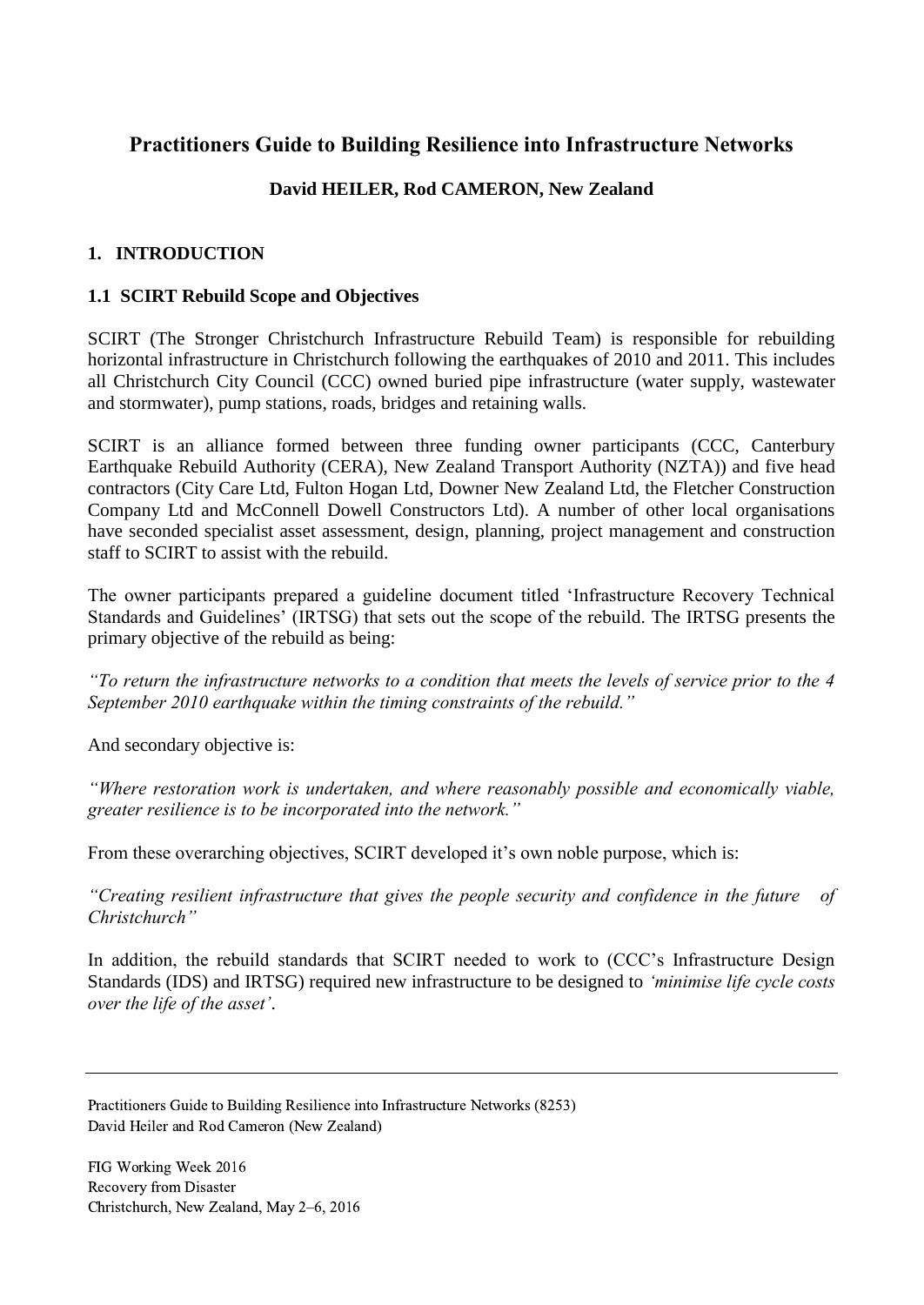# Practitioners Guide to Building Resilience into Infrastructure Networks

**David HEILER, Rod CAMERON, New Zealand**

## 1. INTRODUCTION

### 1.1 SCIRT Rebuild Scope and Objectives

SCIRT (The Stronger Christchurch Infrastructure Rebuild Team) is responsible for rebuilding horizontal infrastructure in Christchurch following the earthquakes of 2010 and 2011. This includes all Christchurch City Council (CCC) owned buried pipe infrastructure (water supply, wastewater and stormwater), pump stations, roads, bridges and retaining walls.

SCIRT is an alliance formed between three funding owner participants (CCC, Canterbury Earthquake Rebuild Authority (CERA), New Zealand Transport Authority (NZTA)) and five head contractors (City Care Ltd, Fulton Hogan Ltd, Downer New Zealand Ltd, the Fletcher Construction Company Ltd and McConnell Dowell Constructors Ltd). A number of other local organisations have seconded specialist asset assessment, design, planning, project management and construction staff to SCIRT to assist with the rebuild.

The owner participants prepared a guideline document titled 'Infrastructure Recovery Technical Standards and Guidelines' (IRTSG) that sets out the scope of the rebuild. The IRTSG presents the primary objective of the rebuild as being:

*"To return the infrastructure networks to a condition that meets the levels of service prior to the 4 September 2010 earthquake within the timing constraints of the rebuild."*

And secondary objective is:

*"Where restoration work is undertaken, and where reasonably possible and economically viable, greater resilience is to be incorporated into the network."*

From these overarching objectives, SCIRT developed it's own noble purpose, which is:

*"Creating resilient infrastructure that gives the people security and confidence in the future of Christchurch"*

In addition, the rebuild standards that SCIRT needed to work to (CCC's Infrastructure Design Standards (IDS) and IRTSG) required new infrastructure to be designed to *'minimise life cycle costs over the life of the asset'*.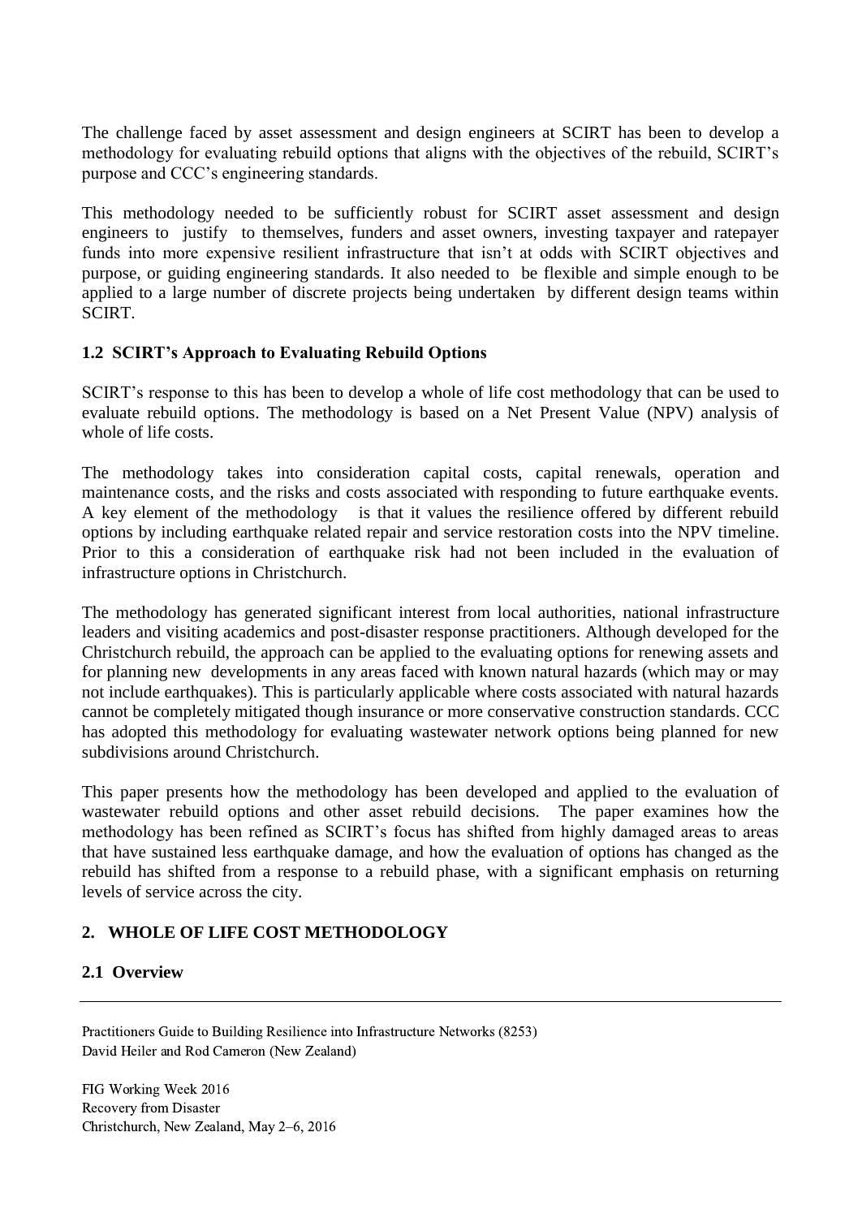The challenge faced by asset assessment and design engineers at SCIRT has been to develop a methodology for evaluating rebuild options that aligns with the objectives of the rebuild, SCIRT's purpose and CCC's engineering standards.

This methodology needed to be sufficiently robust for SCIRT asset assessment and design engineers to justify to themselves, funders and asset owners, investing taxpayer and ratepayer funds into more expensive resilient infrastructure that isn't at odds with SCIRT objectives and purpose, or guiding engineering standards. It also needed to be flexible and simple enough to be applied to a large number of discrete projects being undertaken by different design teams within SCIRT.

### 1.2 SCIRT's Approach to Evaluating Rebuild Options

SCIRT's response to this has been to develop a whole of life cost methodology that can be used to evaluate rebuild options. The methodology is based on a Net Present Value (NPV) analysis of whole of life costs.

The methodology takes into consideration capital costs, capital renewals, operation and maintenance costs, and the risks and costs associated with responding to future earthquake events. A key element of the methodology is that it values the resilience offered by different rebuild options by including earthquake related repair and service restoration costs into the NPV timeline. Prior to this a consideration of earthquake risk had not been included in the evaluation of infrastructure options in Christchurch.

The methodology has generated significant interest from local authorities, national infrastructure leaders and visiting academics and post-disaster response practitioners. Although developed for the Christchurch rebuild, the approach can be applied to the evaluating options for renewing assets and for planning new developments in any areas faced with known natural hazards (which may or may not include earthquakes). This is particularly applicable where costs associated with natural hazards cannot be completely mitigated though insurance or more conservative construction standards. CCC has adopted this methodology for evaluating wastewater network options being planned for new subdivisions around Christchurch.

This paper presents how the methodology has been developed and applied to the evaluation of wastewater rebuild options and other asset rebuild decisions. The paper examines how the methodology has been refined as SCIRT's focus has shifted from highly damaged areas to areas that have sustained less earthquake damage, and how the evaluation of options has changed as the rebuild has shifted from a response to a rebuild phase, with a significant emphasis on returning levels of service across the city.

## 2. WHOLE OF LIFE COST METHODOLOGY

### 2.1 Overview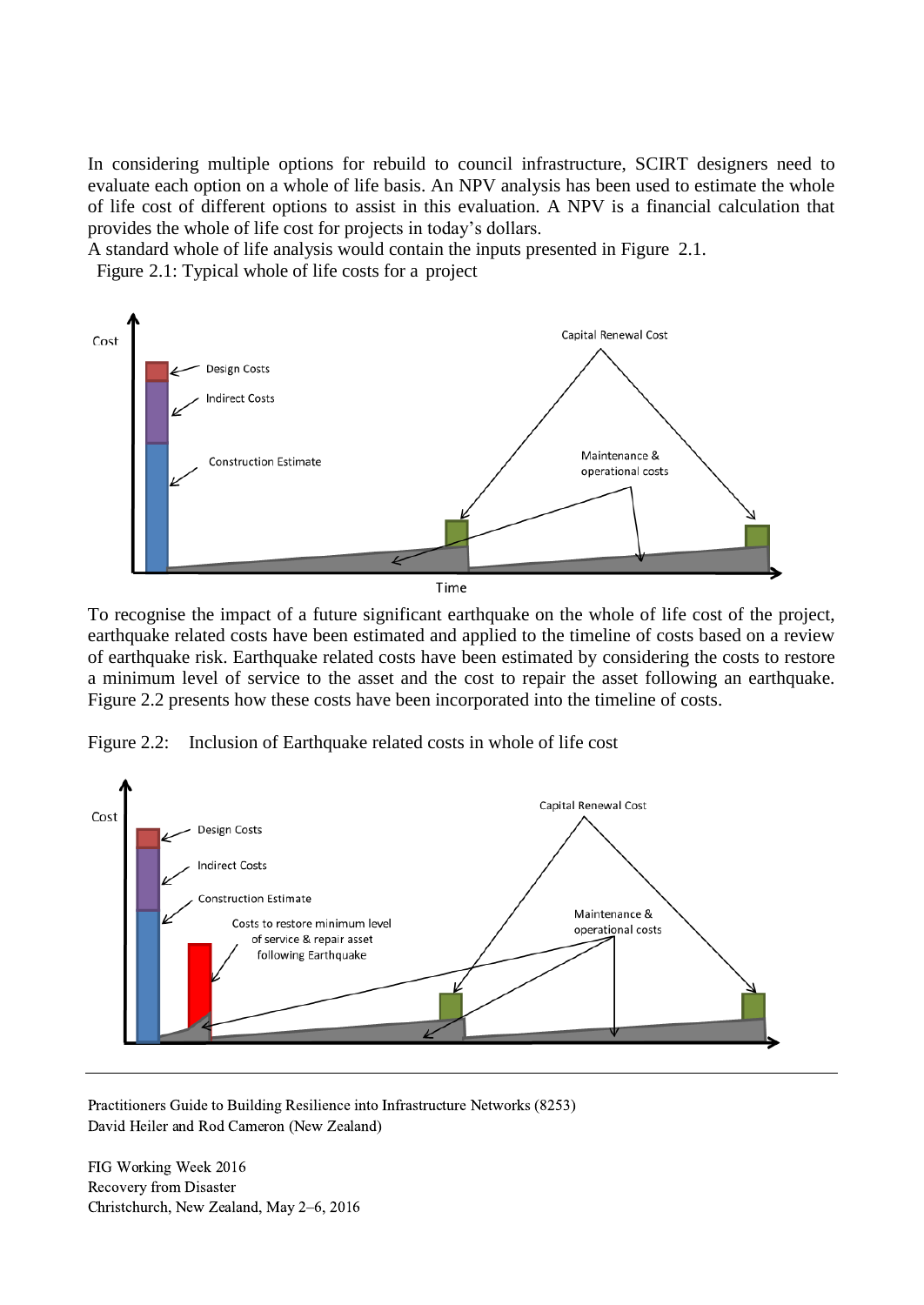In considering multiple options for rebuild to council infrastructure, SCIRT designers need to evaluate each option on a whole of life basis. An NPV analysis has been used to estimate the whole of life cost of different options to assist in this evaluation. A NPV is a financial calculation that provides the whole of life cost for projects in today's dollars.

A standard whole of life analysis would contain the inputs presented in Figure 2.1.

Figure 2.1: Typical whole of life costs for a project

To recognise the impact of a future significant earthquake on the whole of life cost of the project, earthquake related costs have been estimated and applied to the timeline of costs based on a review of earthquake risk. Earthquake related costs have been estimated by considering the costs to restore a minimum level of service to the asset and the cost to repair the asset following an earthquake. Figure 2.2 presents how these costs have been incorporated into the timeline of costs.

Figure 2.2: Inclusion of Earthquake related costs in whole of life cost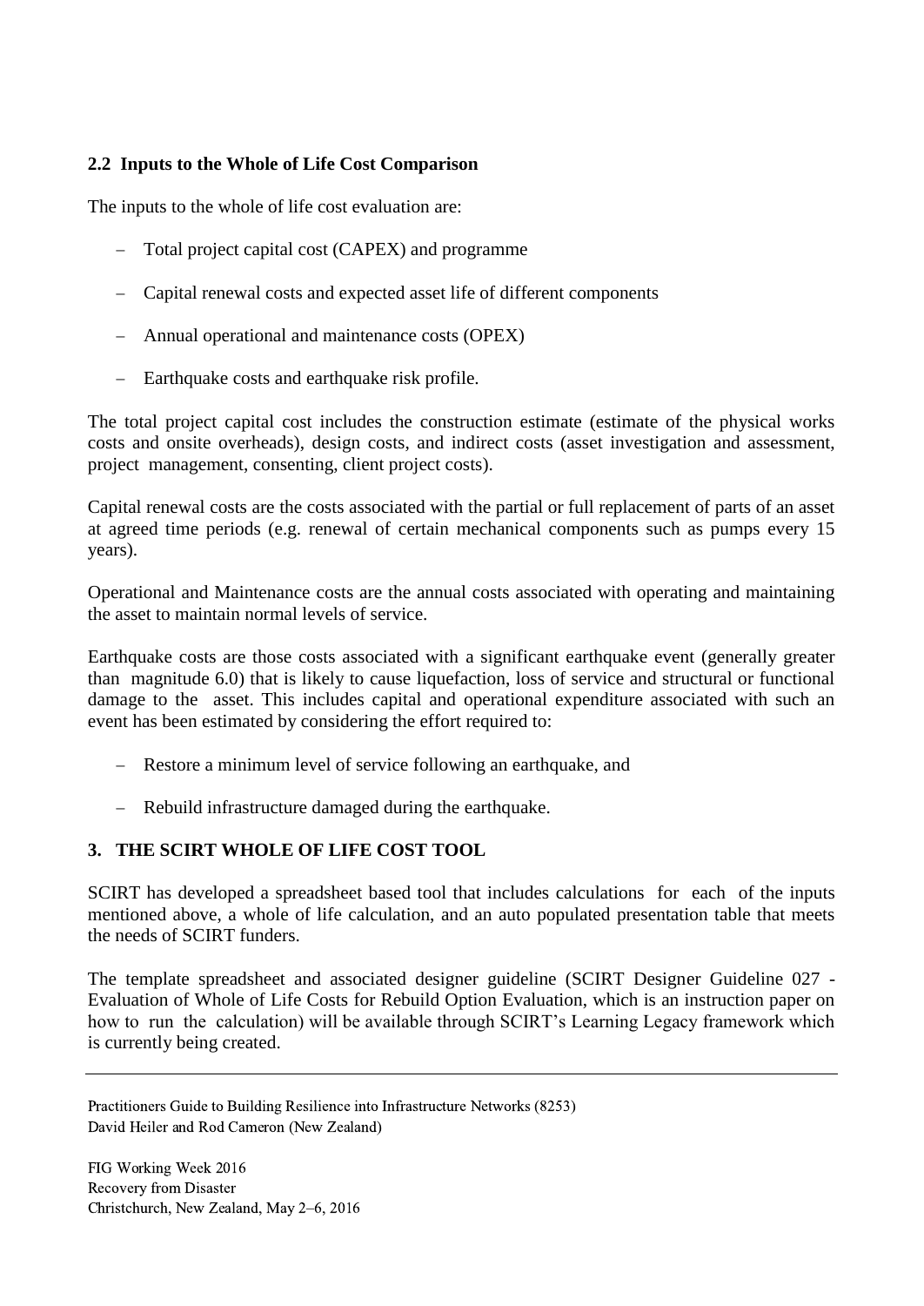### 2.2 Inputs to the Whole of Life Cost Comparison

The inputs to the whole of life cost evaluation are:

- Total project capital cost (CAPEX) and programme
- Capital renewal costs and expected asset life of different components
- Annual operational and maintenance costs (OPEX)
- Earthquake costs and earthquake risk profile.

The total project capital cost includes the construction estimate (estimate of the physical works costs and onsite overheads), design costs, and indirect costs (asset investigation and assessment, project management, consenting, client project costs).

Capital renewal costs are the costs associated with the partial or full replacement of parts of an asset at agreed time periods (e.g. renewal of certain mechanical components such as pumps every 15 years).

Operational and Maintenance costs are the annual costs associated with operating and maintaining the asset to maintain normal levels of service.

Earthquake costs are those costs associated with a significant earthquake event (generally greater than magnitude 6.0) that is likely to cause liquefaction, loss of service and structural or functional damage to the asset. This includes capital and operational expenditure associated with such an event has been estimated by considering the effort required to:

- Restore a minimum level of service following an earthquake, and
- Rebuild infrastructure damaged during the earthquake.

## 3. THE SCIRT WHOLE OF LIFE COST TOOL

SCIRT has developed a spreadsheet based tool that includes calculations for each of the inputs mentioned above, a whole of life calculation, and an auto populated presentation table that meets the needs of SCIRT funders.

The template spreadsheet and associated designer guideline (SCIRT Designer Guideline 027 - Evaluation of Whole of Life Costs for Rebuild Option Evaluation, which is an instruction paper on how to run the calculation) will be available through SCIRT's Learning Legacy framework which is currently being created.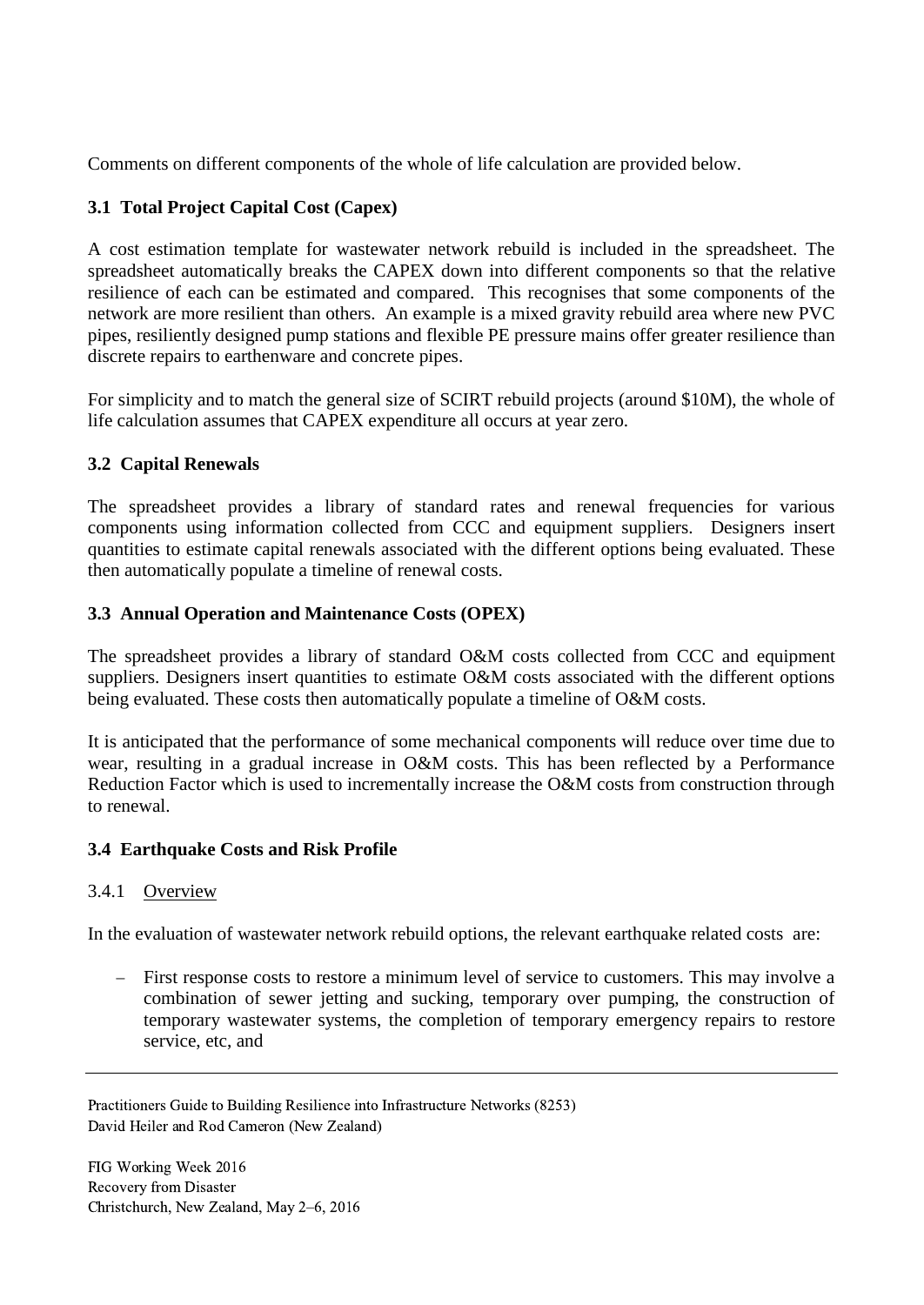Comments on different components of the whole of life calculation are provided below.

### 3.1 Total Project Capital Cost (Capex)

A cost estimation template for wastewater network rebuild is included in the spreadsheet. The spreadsheet automatically breaks the CAPEX down into different components so that the relative resilience of each can be estimated and compared. This recognises that some components of the network are more resilient than others. An example is a mixed gravity rebuild area where new PVC pipes, resiliently designed pump stations and flexible PE pressure mains offer greater resilience than discrete repairs to earthenware and concrete pipes.

For simplicity and to match the general size of SCIRT rebuild projects (around $10M), the whole of life calculation assumes that CAPEX expenditure all occurs at year zero.

### 3.2 Capital Renewals

The spreadsheet provides a library of standard rates and renewal frequencies for various components using information collected from CCC and equipment suppliers. Designers insert quantities to estimate capital renewals associated with the different options being evaluated. These then automatically populate a timeline of renewal costs.

### 3.3 Annual Operation and Maintenance Costs (OPEX)

The spreadsheet provides a library of standard O&M costs collected from CCC and equipment suppliers. Designers insert quantities to estimate O&M costs associated with the different options being evaluated. These costs then automatically populate a timeline of O&M costs.

It is anticipated that the performance of some mechanical components will reduce over time due to wear, resulting in a gradual increase in O&M costs. This has been reflected by a Performance Reduction Factor which is used to incrementally increase the O&M costs from construction through to renewal.

### 3.4 Earthquake Costs and Risk Profile

#### 3.4.1 Overview

In the evaluation of wastewater network rebuild options, the relevant earthquake related costs are:

- First response costs to restore a minimum level of service to customers. This may involve a combination of sewer jetting and sucking, temporary over pumping, the construction of temporary wastewater systems, the completion of temporary emergency repairs to restore service, etc, and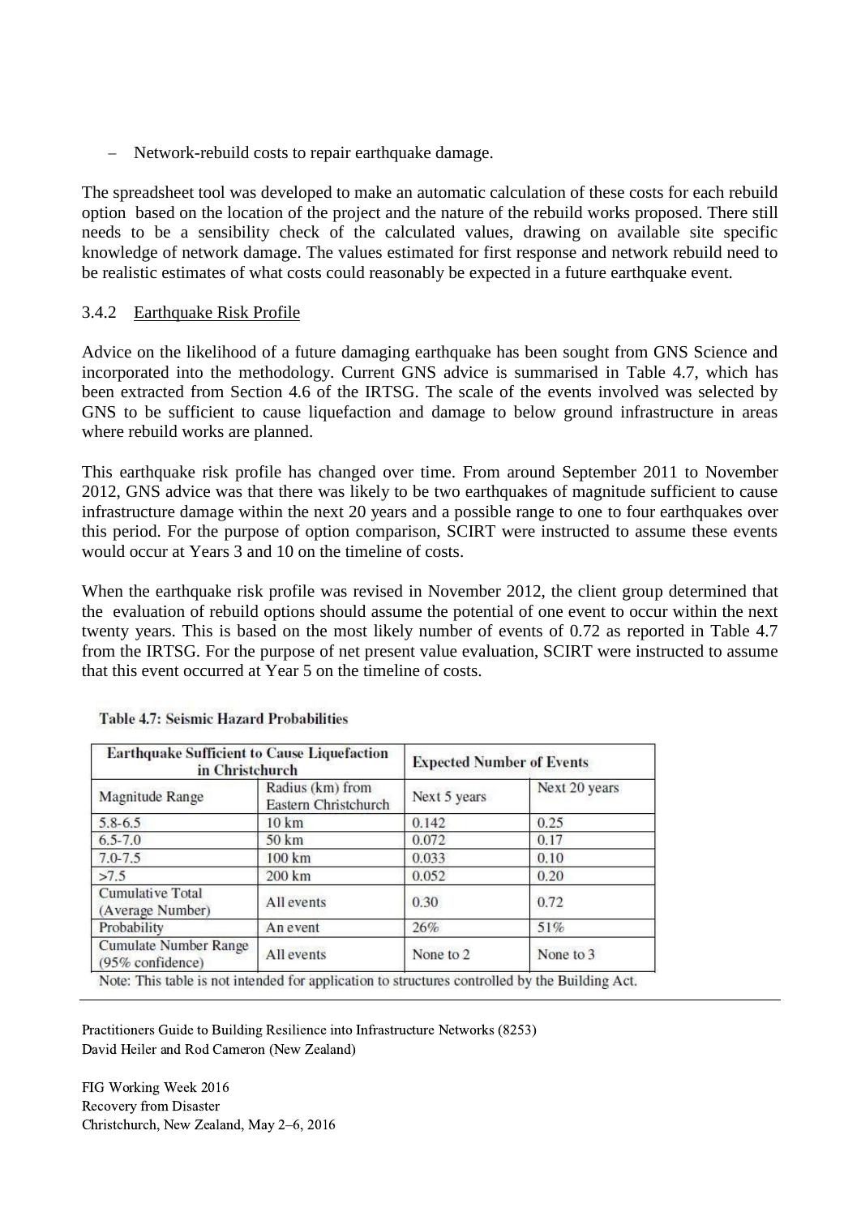– Network-rebuild costs to repair earthquake damage.

The spreadsheet tool was developed to make an automatic calculation of these costs for each rebuild option based on the location of the project and the nature of the rebuild works proposed. There still needs to be a sensibility check of the calculated values, drawing on available site specific knowledge of network damage. The values estimated for first response and network rebuild need to be realistic estimates of what costs could reasonably be expected in a future earthquake event.

### 3.4.2 Earthquake Risk Profile

Advice on the likelihood of a future damaging earthquake has been sought from GNS Science and incorporated into the methodology. Current GNS advice is summarised in Table 4.7, which has been extracted from Section 4.6 of the IRTSG. The scale of the events involved was selected by GNS to be sufficient to cause liquefaction and damage to below ground infrastructure in areas where rebuild works are planned.

This earthquake risk profile has changed over time. From around September 2011 to November 2012, GNS advice was that there was likely to be two earthquakes of magnitude sufficient to cause infrastructure damage within the next 20 years and a possible range to one to four earthquakes over this period. For the purpose of option comparison, SCIRT were instructed to assume these events would occur at Years 3 and 10 on the timeline of costs.

When the earthquake risk profile was revised in November 2012, the client group determined that the evaluation of rebuild options should assume the potential of one event to occur within the next twenty years. This is based on the most likely number of events of 0.72 as reported in Table 4.7 from the IRTSG. For the purpose of net present value evaluation, SCIRT were instructed to assume that this event occurred at Year 5 on the timeline of costs.

**Table 4.7: Seismic Hazard Probabilities**

| Earthquake Sufficient to Cause Liquefaction in Christchurch | | Expected Number of Events | |
|---|---|---|---|
| Magnitude Range | Radius (km) from Eastern Christchurch | Next 5 years | Next 20 years |
| 5.8-6.5 | 10 km | 0.142 | 0.25 |
| 6.5-7.0 | 50 km | 0.072 | 0.17 |
| 7.0-7.5 | 100 km | 0.033 | 0.10 |
| >7.5 | 200 km | 0.052 | 0.20 |
| Cumulative Total (Average Number) | All events | 0.30 | 0.72 |
| Probability | An event | 26% | 51% |
| Cumulate Number Range (95% confidence) | All events | None to 2 | None to 3 |

Note: This table is not intended for application to structures controlled by the Building Act.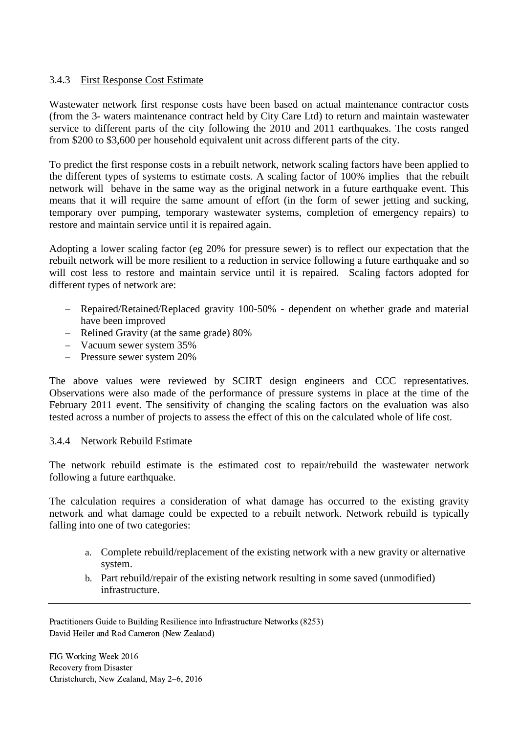### 3.4.3 First Response Cost Estimate

Wastewater network first response costs have been based on actual maintenance contractor costs (from the 3- waters maintenance contract held by City Care Ltd) to return and maintain wastewater service to different parts of the city following the 2010 and 2011 earthquakes. The costs ranged from $200 to $3,600 per household equivalent unit across different parts of the city.

To predict the first response costs in a rebuilt network, network scaling factors have been applied to the different types of systems to estimate costs. A scaling factor of 100% implies that the rebuilt network will behave in the same way as the original network in a future earthquake event. This means that it will require the same amount of effort (in the form of sewer jetting and sucking, temporary over pumping, temporary wastewater systems, completion of emergency repairs) to restore and maintain service until it is repaired again.

Adopting a lower scaling factor (eg 20% for pressure sewer) is to reflect our expectation that the rebuilt network will be more resilient to a reduction in service following a future earthquake and so will cost less to restore and maintain service until it is repaired. Scaling factors adopted for different types of network are:

- Repaired/Retained/Replaced gravity 100-50% - dependent on whether grade and material have been improved
- Relined Gravity (at the same grade) 80%
- Vacuum sewer system 35%
- Pressure sewer system 20%

The above values were reviewed by SCIRT design engineers and CCC representatives. Observations were also made of the performance of pressure systems in place at the time of the February 2011 event. The sensitivity of changing the scaling factors on the evaluation was also tested across a number of projects to assess the effect of this on the calculated whole of life cost.

### 3.4.4 Network Rebuild Estimate

The network rebuild estimate is the estimated cost to repair/rebuild the wastewater network following a future earthquake.

The calculation requires a consideration of what damage has occurred to the existing gravity network and what damage could be expected to a rebuilt network. Network rebuild is typically falling into one of two categories:

a. Complete rebuild/replacement of the existing network with a new gravity or alternative system.
b. Part rebuild/repair of the existing network resulting in some saved (unmodified) infrastructure.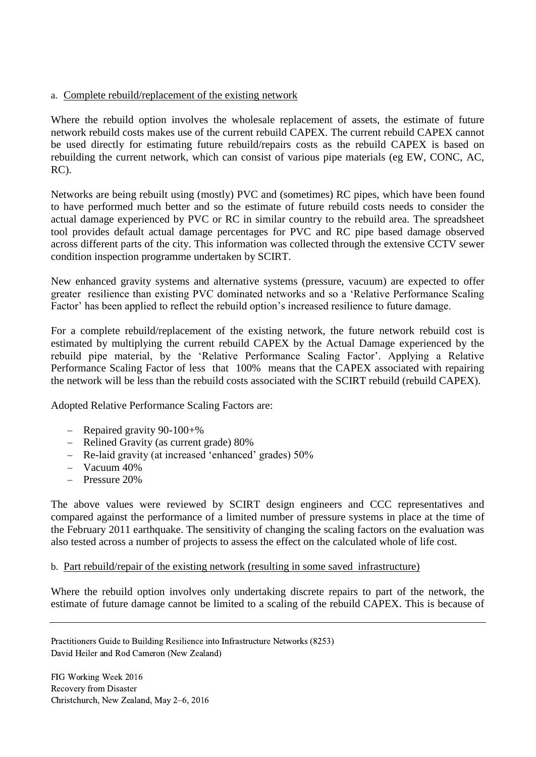a. Complete rebuild/replacement of the existing network

Where the rebuild option involves the wholesale replacement of assets, the estimate of future network rebuild costs makes use of the current rebuild CAPEX. The current rebuild CAPEX cannot be used directly for estimating future rebuild/repairs costs as the rebuild CAPEX is based on rebuilding the current network, which can consist of various pipe materials (eg EW, CONC, AC, RC).

Networks are being rebuilt using (mostly) PVC and (sometimes) RC pipes, which have been found to have performed much better and so the estimate of future rebuild costs needs to consider the actual damage experienced by PVC or RC in similar country to the rebuild area. The spreadsheet tool provides default actual damage percentages for PVC and RC pipe based damage observed across different parts of the city. This information was collected through the extensive CCTV sewer condition inspection programme undertaken by SCIRT.

New enhanced gravity systems and alternative systems (pressure, vacuum) are expected to offer greater resilience than existing PVC dominated networks and so a 'Relative Performance Scaling Factor' has been applied to reflect the rebuild option's increased resilience to future damage.

For a complete rebuild/replacement of the existing network, the future network rebuild cost is estimated by multiplying the current rebuild CAPEX by the Actual Damage experienced by the rebuild pipe material, by the 'Relative Performance Scaling Factor'. Applying a Relative Performance Scaling Factor of less that 100% means that the CAPEX associated with repairing the network will be less than the rebuild costs associated with the SCIRT rebuild (rebuild CAPEX).

Adopted Relative Performance Scaling Factors are:

- Repaired gravity 90-100+%
- Relined Gravity (as current grade) 80%
- Re-laid gravity (at increased 'enhanced' grades) 50%
- Vacuum 40%
- Pressure 20%

The above values were reviewed by SCIRT design engineers and CCC representatives and compared against the performance of a limited number of pressure systems in place at the time of the February 2011 earthquake. The sensitivity of changing the scaling factors on the evaluation was also tested across a number of projects to assess the effect on the calculated whole of life cost.

b. Part rebuild/repair of the existing network (resulting in some saved infrastructure)

Where the rebuild option involves only undertaking discrete repairs to part of the network, the estimate of future damage cannot be limited to a scaling of the rebuild CAPEX. This is because of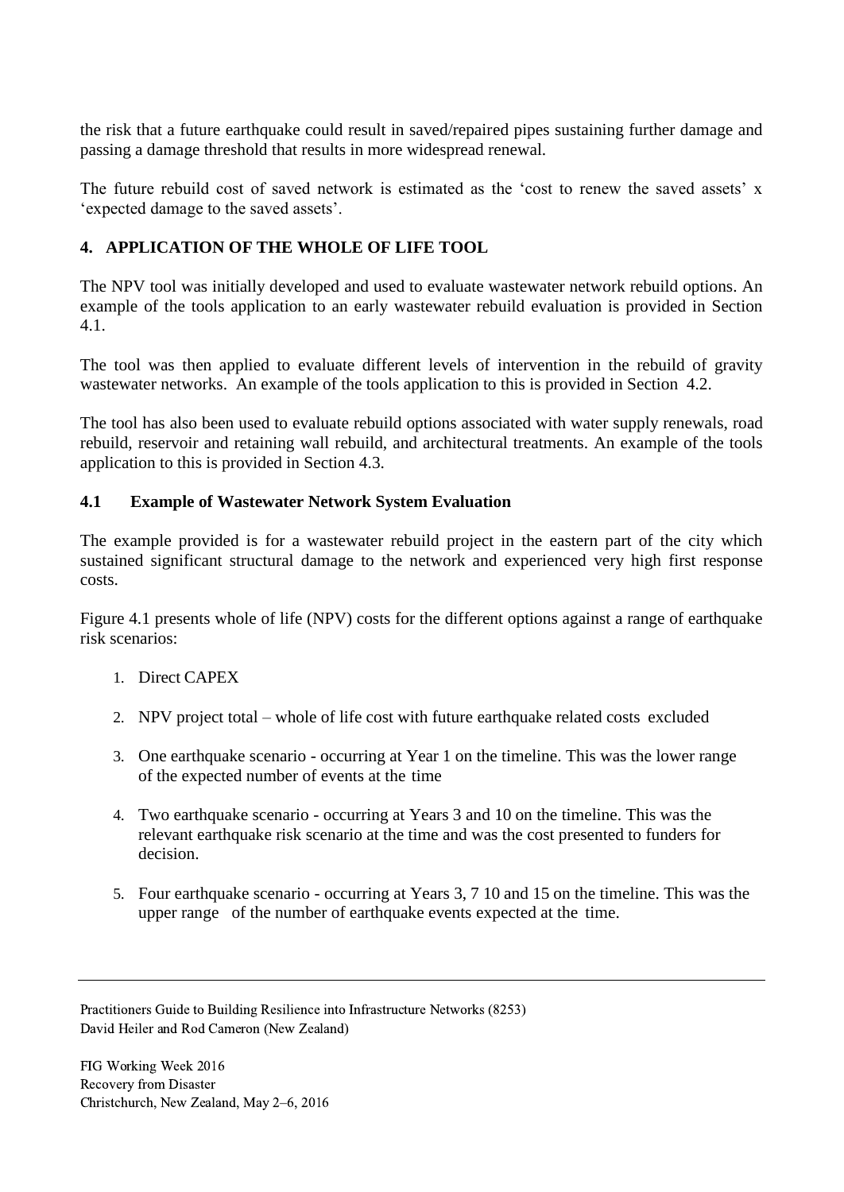the risk that a future earthquake could result in saved/repaired pipes sustaining further damage and passing a damage threshold that results in more widespread renewal.

The future rebuild cost of saved network is estimated as the 'cost to renew the saved assets' x 'expected damage to the saved assets'.

## 4. APPLICATION OF THE WHOLE OF LIFE TOOL

The NPV tool was initially developed and used to evaluate wastewater network rebuild options. An example of the tools application to an early wastewater rebuild evaluation is provided in Section 4.1.

The tool was then applied to evaluate different levels of intervention in the rebuild of gravity wastewater networks. An example of the tools application to this is provided in Section 4.2.

The tool has also been used to evaluate rebuild options associated with water supply renewals, road rebuild, reservoir and retaining wall rebuild, and architectural treatments. An example of the tools application to this is provided in Section 4.3.

### 4.1 Example of Wastewater Network System Evaluation

The example provided is for a wastewater rebuild project in the eastern part of the city which sustained significant structural damage to the network and experienced very high first response costs.

Figure 4.1 presents whole of life (NPV) costs for the different options against a range of earthquake risk scenarios:

1. Direct CAPEX
2. NPV project total – whole of life cost with future earthquake related costs excluded
3. One earthquake scenario - occurring at Year 1 on the timeline. This was the lower range of the expected number of events at the time
4. Two earthquake scenario - occurring at Years 3 and 10 on the timeline. This was the relevant earthquake risk scenario at the time and was the cost presented to funders for decision.
5. Four earthquake scenario - occurring at Years 3, 7 10 and 15 on the timeline. This was the upper range of the number of earthquake events expected at the time.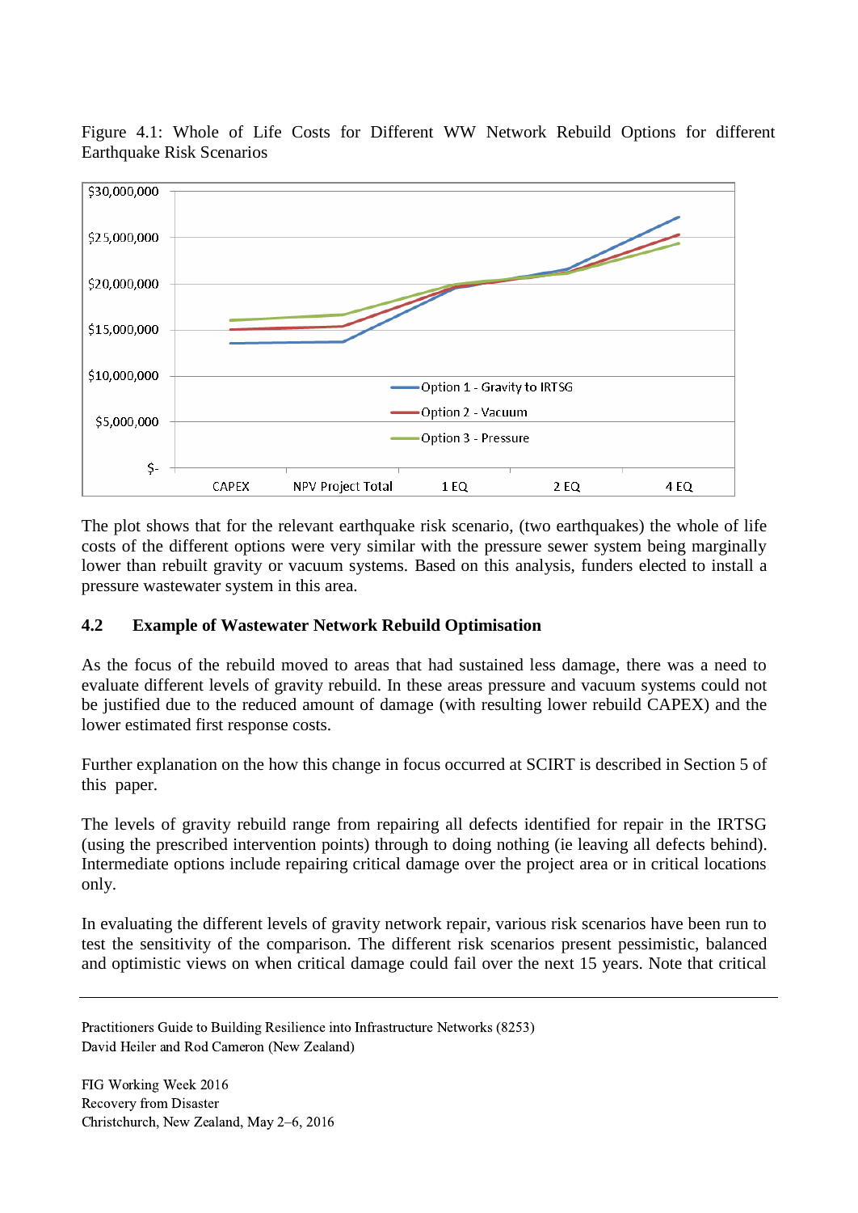Figure 4.1: Whole of Life Costs for Different WW Network Rebuild Options for different Earthquake Risk Scenarios

The plot shows that for the relevant earthquake risk scenario, (two earthquakes) the whole of life costs of the different options were very similar with the pressure sewer system being marginally lower than rebuilt gravity or vacuum systems. Based on this analysis, funders elected to install a pressure wastewater system in this area.

### 4.2 Example of Wastewater Network Rebuild Optimisation

As the focus of the rebuild moved to areas that had sustained less damage, there was a need to evaluate different levels of gravity rebuild. In these areas pressure and vacuum systems could not be justified due to the reduced amount of damage (with resulting lower rebuild CAPEX) and the lower estimated first response costs.

Further explanation on the how this change in focus occurred at SCIRT is described in Section 5 of this paper.

The levels of gravity rebuild range from repairing all defects identified for repair in the IRTSG (using the prescribed intervention points) through to doing nothing (ie leaving all defects behind). Intermediate options include repairing critical damage over the project area or in critical locations only.

In evaluating the different levels of gravity network repair, various risk scenarios have been run to test the sensitivity of the comparison. The different risk scenarios present pessimistic, balanced and optimistic views on when critical damage could fail over the next 15 years. Note that critical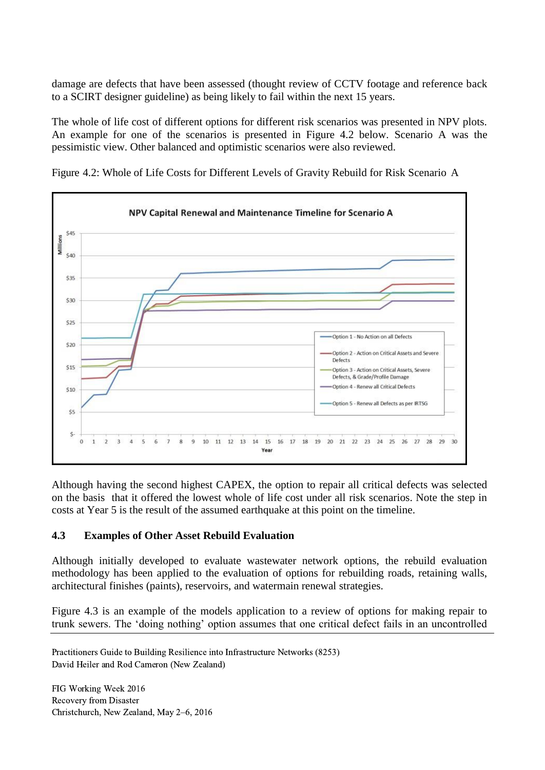damage are defects that have been assessed (thought review of CCTV footage and reference back to a SCIRT designer guideline) as being likely to fail within the next 15 years.

The whole of life cost of different options for different risk scenarios was presented in NPV plots. An example for one of the scenarios is presented in Figure 4.2 below. Scenario A was the pessimistic view. Other balanced and optimistic scenarios were also reviewed.

Figure 4.2: Whole of Life Costs for Different Levels of Gravity Rebuild for Risk Scenario A

Although having the second highest CAPEX, the option to repair all critical defects was selected on the basis that it offered the lowest whole of life cost under all risk scenarios. Note the step in costs at Year 5 is the result of the assumed earthquake at this point on the timeline.

### 4.3 Examples of Other Asset Rebuild Evaluation

Although initially developed to evaluate wastewater network options, the rebuild evaluation methodology has been applied to the evaluation of options for rebuilding roads, retaining walls, architectural finishes (paints), reservoirs, and watermain renewal strategies.

Figure 4.3 is an example of the models application to a review of options for making repair to trunk sewers. The 'doing nothing' option assumes that one critical defect fails in an uncontrolled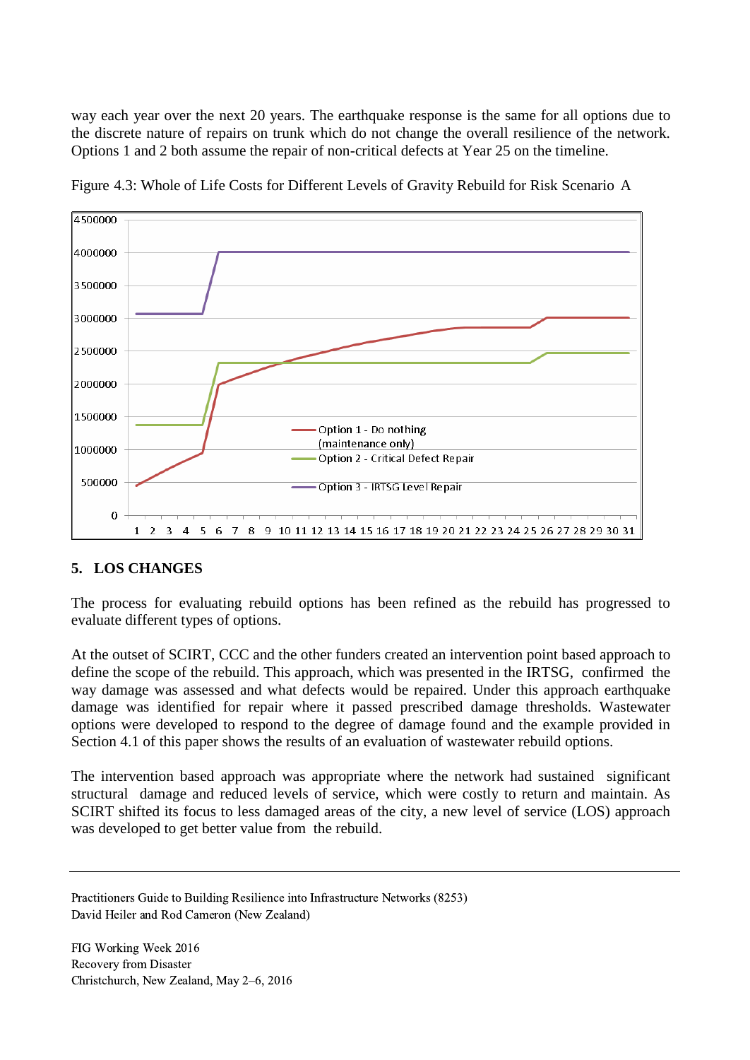way each year over the next 20 years. The earthquake response is the same for all options due to the discrete nature of repairs on trunk which do not change the overall resilience of the network. Options 1 and 2 both assume the repair of non-critical defects at Year 25 on the timeline.

Figure 4.3: Whole of Life Costs for Different Levels of Gravity Rebuild for Risk Scenario A

## 5. LOS CHANGES

The process for evaluating rebuild options has been refined as the rebuild has progressed to evaluate different types of options.

At the outset of SCIRT, CCC and the other funders created an intervention point based approach to define the scope of the rebuild. This approach, which was presented in the IRTSG, confirmed the way damage was assessed and what defects would be repaired. Under this approach earthquake damage was identified for repair where it passed prescribed damage thresholds. Wastewater options were developed to respond to the degree of damage found and the example provided in Section 4.1 of this paper shows the results of an evaluation of wastewater rebuild options.

The intervention based approach was appropriate where the network had sustained significant structural damage and reduced levels of service, which were costly to return and maintain. As SCIRT shifted its focus to less damaged areas of the city, a new level of service (LOS) approach was developed to get better value from the rebuild.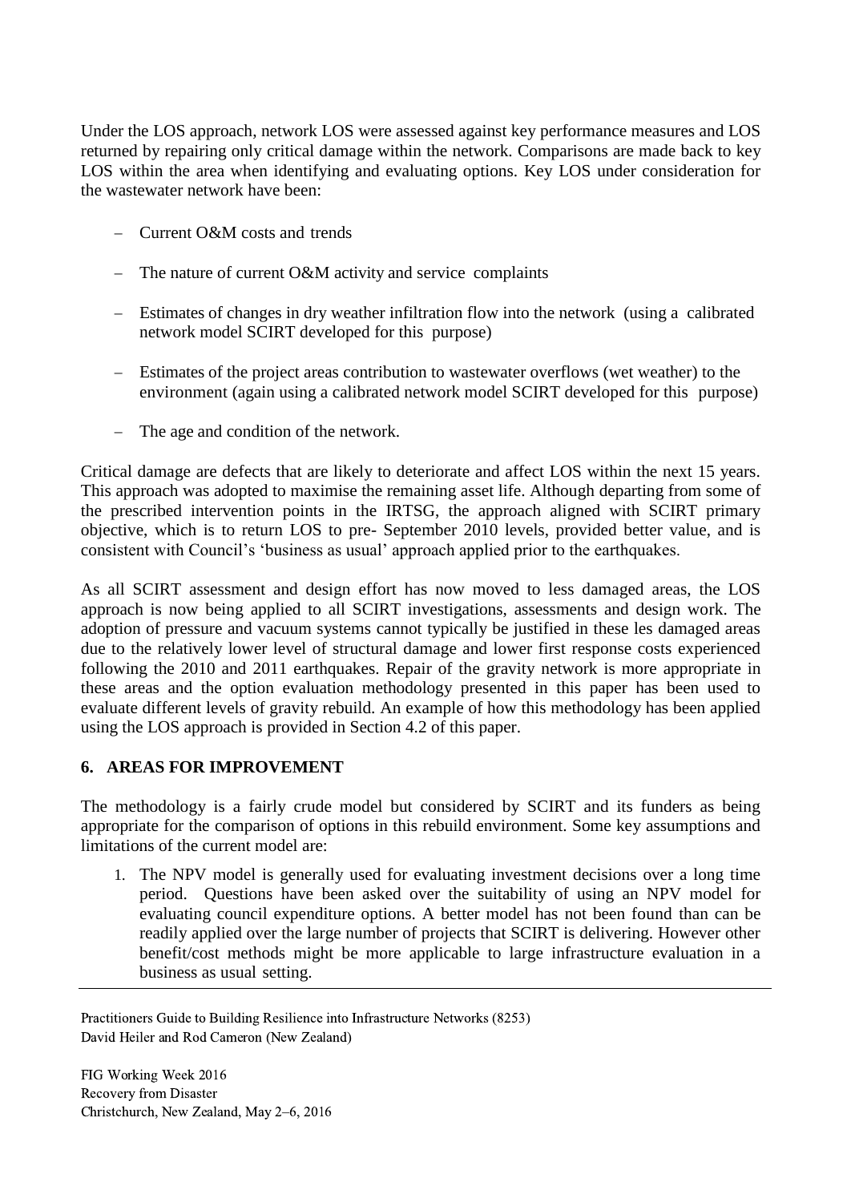Under the LOS approach, network LOS were assessed against key performance measures and LOS returned by repairing only critical damage within the network. Comparisons are made back to key LOS within the area when identifying and evaluating options. Key LOS under consideration for the wastewater network have been:

- Current O&M costs and trends
- The nature of current O&M activity and service complaints
- Estimates of changes in dry weather infiltration flow into the network (using a calibrated network model SCIRT developed for this purpose)
- Estimates of the project areas contribution to wastewater overflows (wet weather) to the environment (again using a calibrated network model SCIRT developed for this purpose)
- The age and condition of the network.

Critical damage are defects that are likely to deteriorate and affect LOS within the next 15 years. This approach was adopted to maximise the remaining asset life. Although departing from some of the prescribed intervention points in the IRTSG, the approach aligned with SCIRT primary objective, which is to return LOS to pre- September 2010 levels, provided better value, and is consistent with Council's 'business as usual' approach applied prior to the earthquakes.

As all SCIRT assessment and design effort has now moved to less damaged areas, the LOS approach is now being applied to all SCIRT investigations, assessments and design work. The adoption of pressure and vacuum systems cannot typically be justified in these les damaged areas due to the relatively lower level of structural damage and lower first response costs experienced following the 2010 and 2011 earthquakes. Repair of the gravity network is more appropriate in these areas and the option evaluation methodology presented in this paper has been used to evaluate different levels of gravity rebuild. An example of how this methodology has been applied using the LOS approach is provided in Section 4.2 of this paper.

## 6. AREAS FOR IMPROVEMENT

The methodology is a fairly crude model but considered by SCIRT and its funders as being appropriate for the comparison of options in this rebuild environment. Some key assumptions and limitations of the current model are:

1. The NPV model is generally used for evaluating investment decisions over a long time period. Questions have been asked over the suitability of using an NPV model for evaluating council expenditure options. A better model has not been found than can be readily applied over the large number of projects that SCIRT is delivering. However other benefit/cost methods might be more applicable to large infrastructure evaluation in a business as usual setting.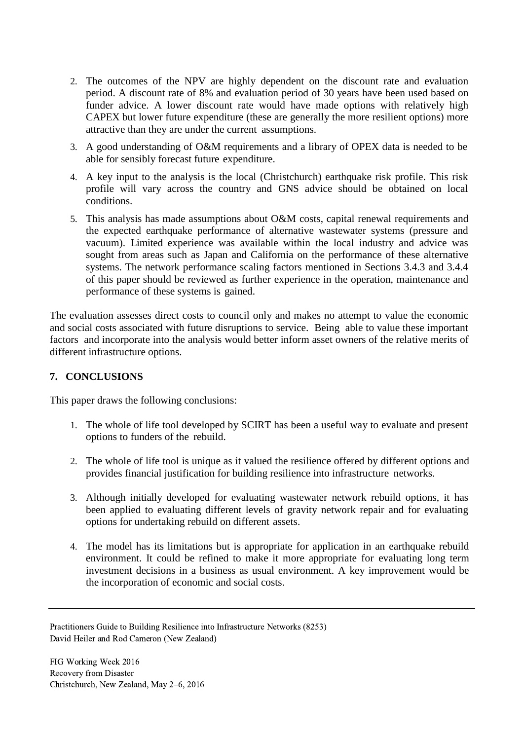2. The outcomes of the NPV are highly dependent on the discount rate and evaluation period. A discount rate of 8% and evaluation period of 30 years have been used based on funder advice. A lower discount rate would have made options with relatively high CAPEX but lower future expenditure (these are generally the more resilient options) more attractive than they are under the current assumptions.
3. A good understanding of O&M requirements and a library of OPEX data is needed to be able for sensibly forecast future expenditure.
4. A key input to the analysis is the local (Christchurch) earthquake risk profile. This risk profile will vary across the country and GNS advice should be obtained on local conditions.
5. This analysis has made assumptions about O&M costs, capital renewal requirements and the expected earthquake performance of alternative wastewater systems (pressure and vacuum). Limited experience was available within the local industry and advice was sought from areas such as Japan and California on the performance of these alternative systems. The network performance scaling factors mentioned in Sections 3.4.3 and 3.4.4 of this paper should be reviewed as further experience in the operation, maintenance and performance of these systems is gained.

The evaluation assesses direct costs to council only and makes no attempt to value the economic and social costs associated with future disruptions to service. Being able to value these important factors and incorporate into the analysis would better inform asset owners of the relative merits of different infrastructure options.

## 7. CONCLUSIONS

This paper draws the following conclusions:

1. The whole of life tool developed by SCIRT has been a useful way to evaluate and present options to funders of the rebuild.

2. The whole of life tool is unique as it valued the resilience offered by different options and provides financial justification for building resilience into infrastructure networks.

3. Although initially developed for evaluating wastewater network rebuild options, it has been applied to evaluating different levels of gravity network repair and for evaluating options for undertaking rebuild on different assets.

4. The model has its limitations but is appropriate for application in an earthquake rebuild environment. It could be refined to make it more appropriate for evaluating long term investment decisions in a business as usual environment. A key improvement would be the incorporation of economic and social costs.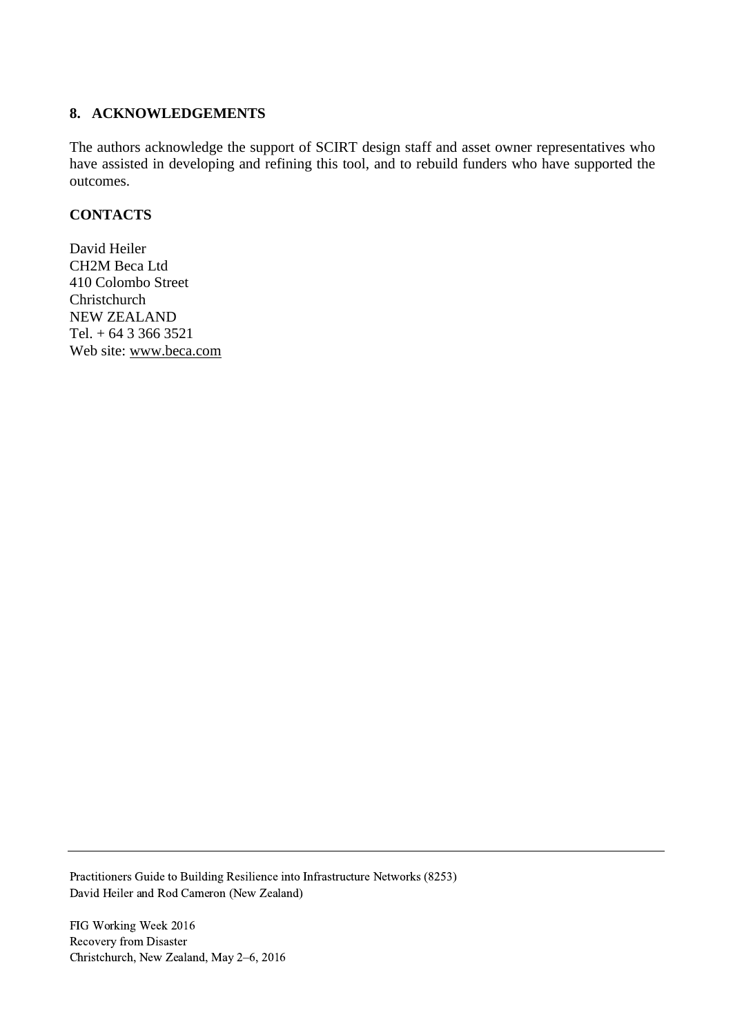## 8. ACKNOWLEDGEMENTS

The authors acknowledge the support of SCIRT design staff and asset owner representatives who have assisted in developing and refining this tool, and to rebuild funders who have supported the outcomes.

## CONTACTS

David Heiler
CH2M Beca Ltd
410 Colombo Street
Christchurch
NEW ZEALAND
Tel. + 64 3 366 3521
Web site: www.beca.com